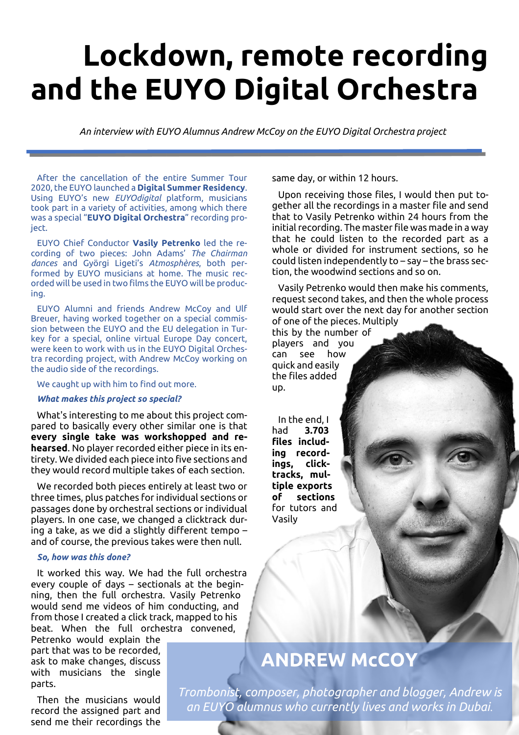# Lockdown, remote recording and the EUYO Digital Orchestra

*An interview with EUYO Alumnus Andrew McCoy on the EUYO Digital Orchestra project*

After the cancellation of the entire Summer Tour 2020, the EUYO launched a **Digital Summer Residency**. Using EUYO's new *EUYOdigital* platform, musicians took part in a variety of activities, among which there was a special "**EUYO Digital Orchestra**" recording project.

EUYO Chief Conductor **Vasily Petrenko** led the recording of two pieces: John Adams' *The Chairman dances* and György Ligeti's *Atmosphères*, both performed by EUYO musicians at home. The music recorded will be used in two films the EUYO will be producing.

EUYO Alumni and friends Andrew McCoy and Ulf Breuer, having worked together on a special commission between the EUYO and the EU delegation in Turkey for a special, online virtual Europe Day concert, were keen to work with us in the EUYO Digital Orchestra recording project, with Andrew McCoy working on the audio side of the recordings.

We caught up with him to find out more.

***What makes this project so special?***

What's interesting to me about this project compared to basically every other similar one is that **every single take was workshopped and rehearsed**. No player recorded either piece in its entirety. We divided each piece into five sections and they would record multiple takes of each section.

We recorded both pieces entirely at least two or three times, plus patches for individual sections or passages done by orchestral sections or individual players. In one case, we changed a clicktrack during a take, as we did a slightly different tempo – and of course, the previous takes were then null.

***So, how was this done?***

It worked this way. We had the full orchestra every couple of days – sectionals at the beginning, then the full orchestra. Vasily Petrenko would send me videos of him conducting, and from those I created a click track, mapped to his beat. When the full orchestra convened, Petrenko would explain the part that was to be recorded, ask to make changes, discuss with musicians the single parts.

Then the musicians would record the assigned part and send me their recordings the same day, or within 12 hours.

Upon receiving those files, I would then put together all the recordings in a master file and send that to Vasily Petrenko within 24 hours from the initial recording. The master file was made in a way that he could listen to the recorded part as a whole or divided for instrument sections, so he could listen independently to – say – the brass section, the woodwind sections and so on.

Vasily Petrenko would then make his comments, request second takes, and then the whole process would start over the next day for another section of one of the pieces. Multiply this by the number of players and you can see how quick and easily the files added up.

In the end, I had **3.703 files including recordings, clicktracks, multiple exports of sections** for tutors and Vasily

## ANDREW McCOY

*Trombonist, composer, photographer and blogger, Andrew is an EUYO alumnus who currently lives and works in Dubai.*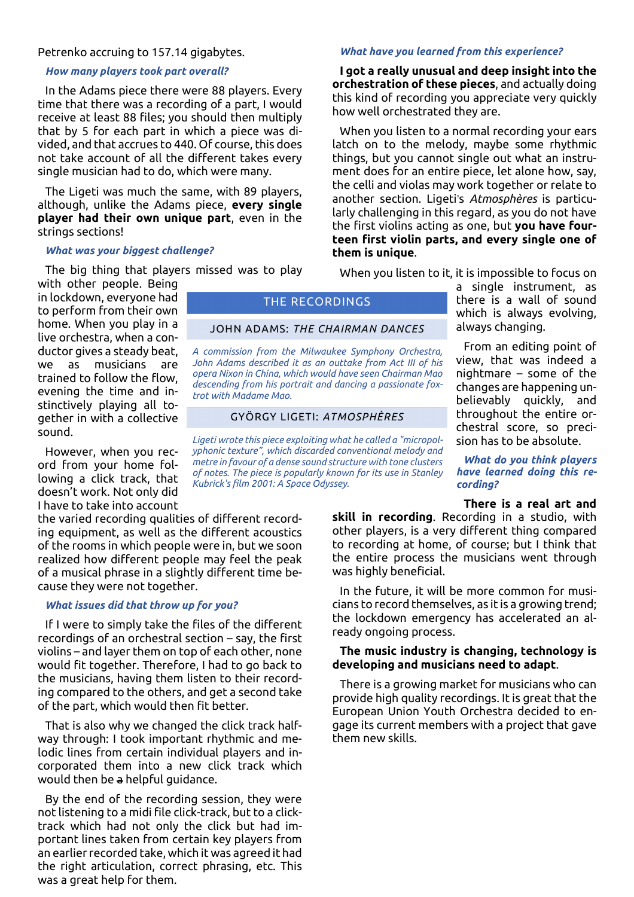Petrenko accruing to 157.14 gigabytes.

***How many players took part overall?***

In the Adams piece there were 88 players. Every time that there was a recording of a part, I would receive at least 88 files; you should then multiply that by 5 for each part in which a piece was divided, and that accrues to 440. Of course, this does not take account of all the different takes every single musician had to do, which were many.

The Ligeti was much the same, with 89 players, although, unlike the Adams piece, **every single player had their own unique part**, even in the strings sections!

***What was your biggest challenge?***

The big thing that players missed was to play with other people. Being in lockdown, everyone had to perform from their own home. When you play in a live orchestra, when a conductor gives a steady beat, we as musicians are trained to follow the flow, evening the time and instinctively playing all together in with a collective sound.

However, when you record from your home following a click track, that doesn't work. Not only did I have to take into account the varied recording qualities of different recording equipment, as well as the different acoustics of the rooms in which people were in, but we soon realized how different people may feel the peak of a musical phrase in a slightly different time because they were not together.

***What issues did that throw up for you?***

If I were to simply take the files of the different recordings of an orchestral section – say, the first violins – and layer them on top of each other, none would fit together. Therefore, I had to go back to the musicians, having them listen to their recording compared to the others, and get a second take of the part, which would then fit better.

That is also why we changed the click track halfway through: I took important rhythmic and melodic lines from certain individual players and incorporated them into a new click track which would then be ~~a~~ helpful guidance.

By the end of the recording session, they were not listening to a midi file click-track, but to a click-track which had not only the click but had important lines taken from certain key players from an earlier recorded take, which it was agreed it had the right articulation, correct phrasing, etc. This was a great help for them.

## THE RECORDINGS

### JOHN ADAMS: *THE CHAIRMAN DANCES*

*A commission from the Milwaukee Symphony Orchestra, John Adams described it as an outtake from Act III of his opera Nixon in China, which would have seen Chairman Mao descending from his portrait and dancing a passionate fox-trot with Madame Mao.*

### GYÖRGY LIGETI: *ATMOSPHÈRES*

*Ligeti wrote this piece exploiting what he called a "micropolyphonic texture", which discarded conventional melody and metre in favour of a dense sound structure with tone clusters of notes. The piece is popularly known for its use in Stanley Kubrick's film 2001: A Space Odyssey.*

***What have you learned from this experience?***

**I got a really unusual and deep insight into the orchestration of these pieces**, and actually doing this kind of recording you appreciate very quickly how well orchestrated they are.

When you listen to a normal recording your ears latch on to the melody, maybe some rhythmic things, but you cannot single out what an instrument does for an entire piece, let alone how, say, the celli and violas may work together or relate to another section. Ligeti's *Atmosphères* is particularly challenging in this regard, as you do not have the first violins acting as one, but **you have fourteen first violin parts, and every single one of them is unique**.

When you listen to it, it is impossible to focus on a single instrument, as there is a wall of sound which is always evolving, always changing.

From an editing point of view, that was indeed a nightmare – some of the changes are happening unbelievably quickly, and throughout the entire orchestral score, so precision has to be absolute.

***What do you think players have learned doing this recording?***

**There is a real art and skill in recording**. Recording in a studio, with other players, is a very different thing compared to recording at home, of course; but I think that the entire process the musicians went through was highly beneficial.

In the future, it will be more common for musicians to record themselves, as it is a growing trend; the lockdown emergency has accelerated an already ongoing process.

**The music industry is changing, technology is developing and musicians need to adapt**.

There is a growing market for musicians who can provide high quality recordings. It is great that the European Union Youth Orchestra decided to engage its current members with a project that gave them new skills.